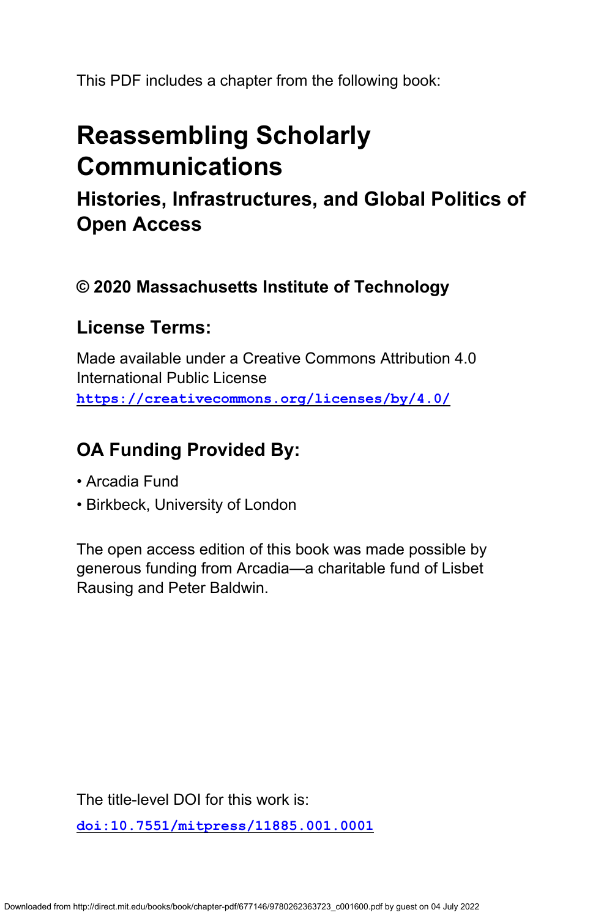This PDF includes a chapter from the following book:

# Reassembling Scholarly Communications

## Histories, Infrastructures, and Global Politics of Open Access

### © 2020 Massachusetts Institute of Technology

### License Terms:

Made available under a Creative Commons Attribution 4.0 International Public License
https://creativecommons.org/licenses/by/4.0/

### OA Funding Provided By:

- Arcadia Fund
- Birkbeck, University of London

The open access edition of this book was made possible by generous funding from Arcadia—a charitable fund of Lisbet Rausing and Peter Baldwin.

The title-level DOI for this work is:

doi:10.7551/mitpress/11885.001.0001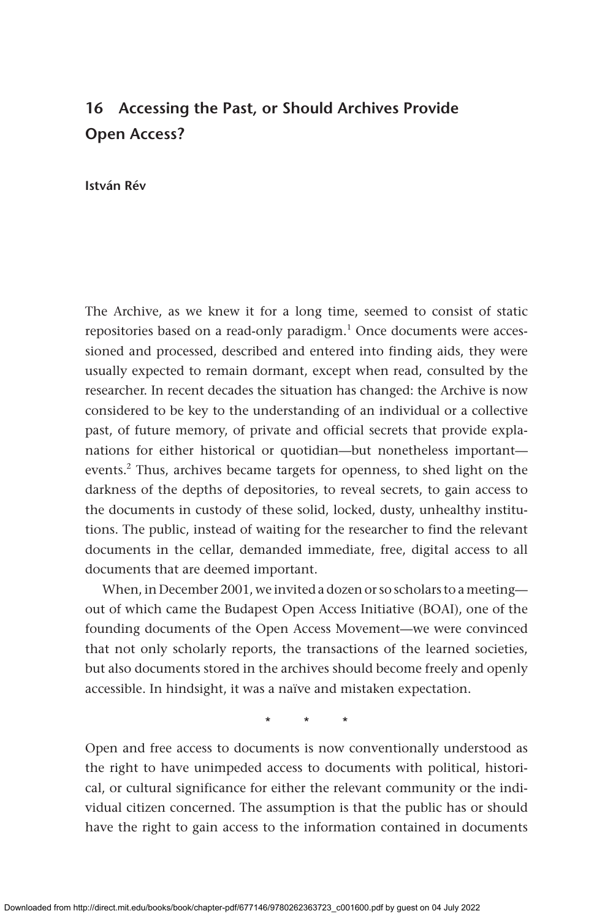# 16 Accessing the Past, or Should Archives Provide Open Access?

**István Rév**

The Archive, as we knew it for a long time, seemed to consist of static repositories based on a read-only paradigm.[1] Once documents were accessioned and processed, described and entered into finding aids, they were usually expected to remain dormant, except when read, consulted by the researcher. In recent decades the situation has changed: the Archive is now considered to be key to the understanding of an individual or a collective past, of future memory, of private and official secrets that provide explanations for either historical or quotidian—but nonetheless important—events.[2] Thus, archives became targets for openness, to shed light on the darkness of the depths of depositories, to reveal secrets, to gain access to the documents in custody of these solid, locked, dusty, unhealthy institutions. The public, instead of waiting for the researcher to find the relevant documents in the cellar, demanded immediate, free, digital access to all documents that are deemed important.

When, in December 2001, we invited a dozen or so scholars to a meeting—out of which came the Budapest Open Access Initiative (BOAI), one of the founding documents of the Open Access Movement—we were convinced that not only scholarly reports, the transactions of the learned societies, but also documents stored in the archives should become freely and openly accessible. In hindsight, it was a naïve and mistaken expectation.

\* \* \*

Open and free access to documents is now conventionally understood as the right to have unimpeded access to documents with political, historical, or cultural significance for either the relevant community or the individual citizen concerned. The assumption is that the public has or should have the right to gain access to the information contained in documents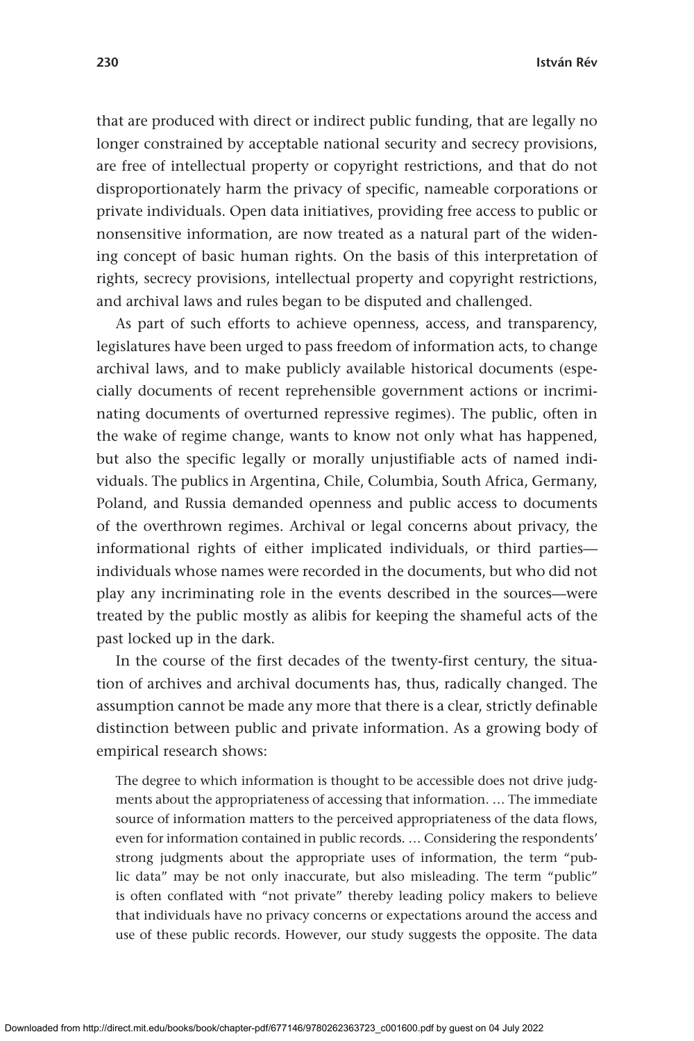that are produced with direct or indirect public funding, that are legally no longer constrained by acceptable national security and secrecy provisions, are free of intellectual property or copyright restrictions, and that do not disproportionately harm the privacy of specific, nameable corporations or private individuals. Open data initiatives, providing free access to public or nonsensitive information, are now treated as a natural part of the widening concept of basic human rights. On the basis of this interpretation of rights, secrecy provisions, intellectual property and copyright restrictions, and archival laws and rules began to be disputed and challenged.

As part of such efforts to achieve openness, access, and transparency, legislatures have been urged to pass freedom of information acts, to change archival laws, and to make publicly available historical documents (especially documents of recent reprehensible government actions or incriminating documents of overturned repressive regimes). The public, often in the wake of regime change, wants to know not only what has happened, but also the specific legally or morally unjustifiable acts of named individuals. The publics in Argentina, Chile, Columbia, South Africa, Germany, Poland, and Russia demanded openness and public access to documents of the overthrown regimes. Archival or legal concerns about privacy, the informational rights of either implicated individuals, or third parties—individuals whose names were recorded in the documents, but who did not play any incriminating role in the events described in the sources—were treated by the public mostly as alibis for keeping the shameful acts of the past locked up in the dark.

In the course of the first decades of the twenty-first century, the situation of archives and archival documents has, thus, radically changed. The assumption cannot be made any more that there is a clear, strictly definable distinction between public and private information. As a growing body of empirical research shows:

> The degree to which information is thought to be accessible does not drive judgments about the appropriateness of accessing that information. … The immediate source of information matters to the perceived appropriateness of the data flows, even for information contained in public records. … Considering the respondents' strong judgments about the appropriate uses of information, the term "public data" may be not only inaccurate, but also misleading. The term "public" is often conflated with "not private" thereby leading policy makers to believe that individuals have no privacy concerns or expectations around the access and use of these public records. However, our study suggests the opposite. The data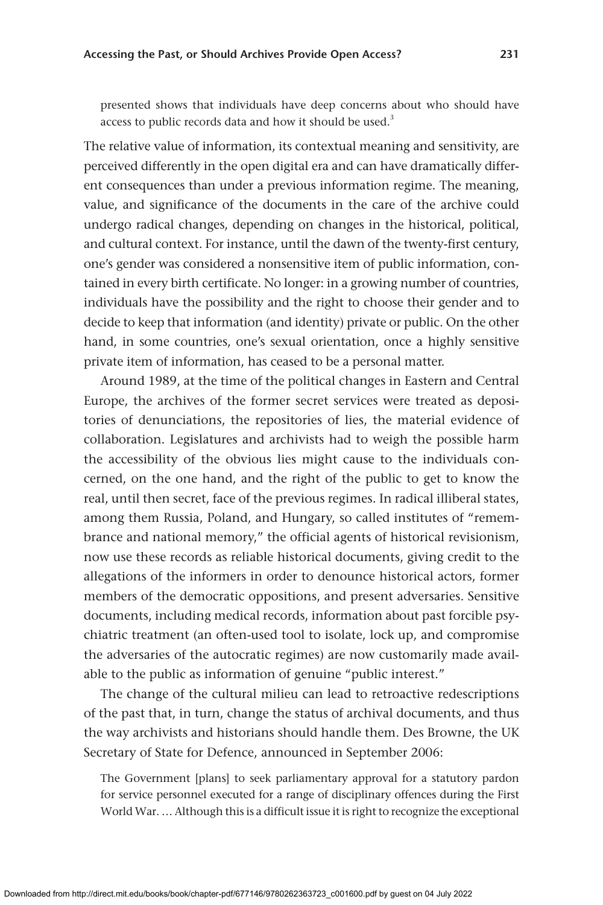presented shows that individuals have deep concerns about who should have access to public records data and how it should be used.[3]

The relative value of information, its contextual meaning and sensitivity, are perceived differently in the open digital era and can have dramatically different consequences than under a previous information regime. The meaning, value, and significance of the documents in the care of the archive could undergo radical changes, depending on changes in the historical, political, and cultural context. For instance, until the dawn of the twenty-first century, one's gender was considered a nonsensitive item of public information, contained in every birth certificate. No longer: in a growing number of countries, individuals have the possibility and the right to choose their gender and to decide to keep that information (and identity) private or public. On the other hand, in some countries, one's sexual orientation, once a highly sensitive private item of information, has ceased to be a personal matter.

Around 1989, at the time of the political changes in Eastern and Central Europe, the archives of the former secret services were treated as depositories of denunciations, the repositories of lies, the material evidence of collaboration. Legislatures and archivists had to weigh the possible harm the accessibility of the obvious lies might cause to the individuals concerned, on the one hand, and the right of the public to get to know the real, until then secret, face of the previous regimes. In radical illiberal states, among them Russia, Poland, and Hungary, so called institutes of "remembrance and national memory," the official agents of historical revisionism, now use these records as reliable historical documents, giving credit to the allegations of the informers in order to denounce historical actors, former members of the democratic oppositions, and present adversaries. Sensitive documents, including medical records, information about past forcible psychiatric treatment (an often-used tool to isolate, lock up, and compromise the adversaries of the autocratic regimes) are now customarily made available to the public as information of genuine "public interest."

The change of the cultural milieu can lead to retroactive redescriptions of the past that, in turn, change the status of archival documents, and thus the way archivists and historians should handle them. Des Browne, the UK Secretary of State for Defence, announced in September 2006:

> The Government [plans] to seek parliamentary approval for a statutory pardon for service personnel executed for a range of disciplinary offences during the First World War. … Although this is a difficult issue it is right to recognize the exceptional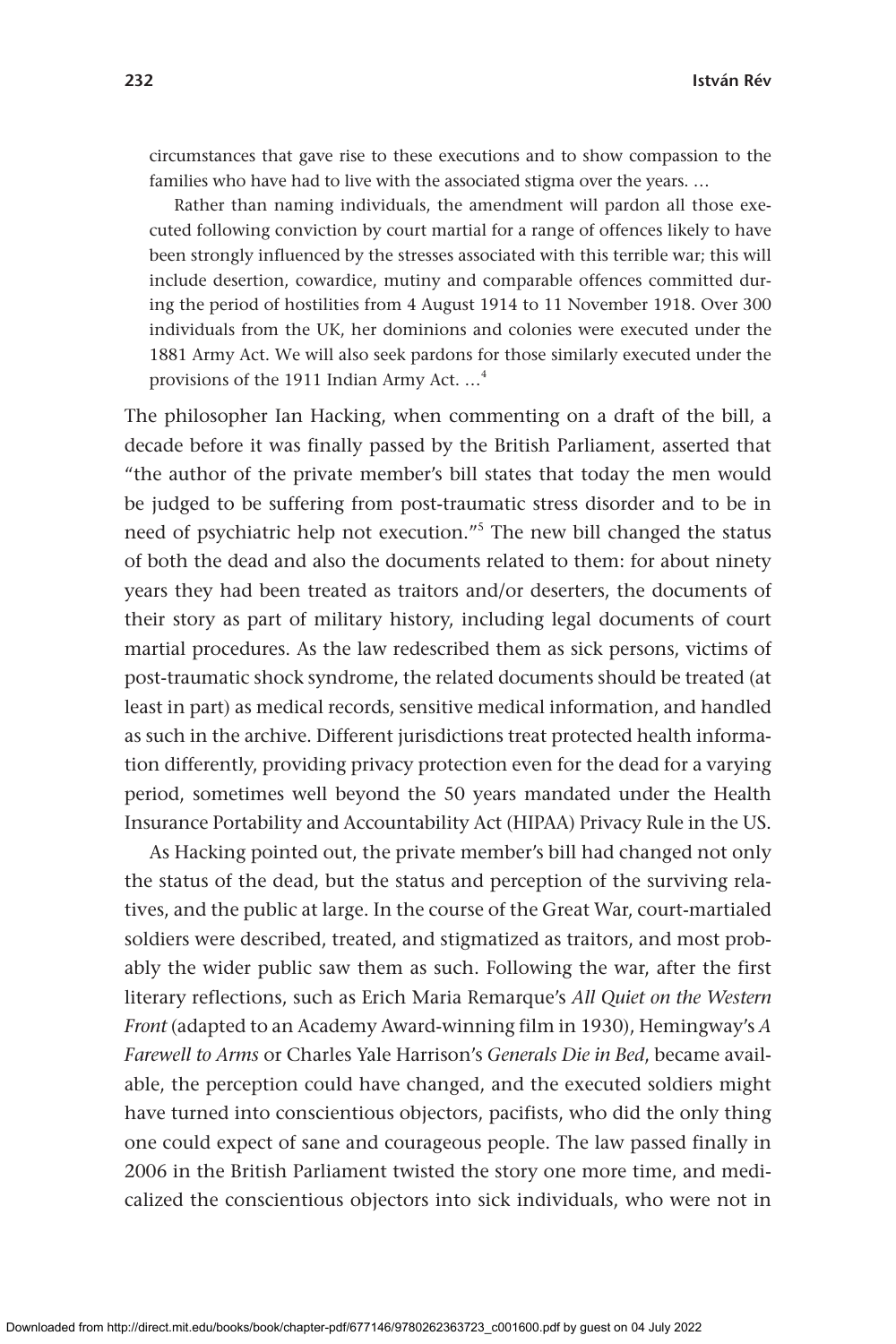> circumstances that gave rise to these executions and to show compassion to the families who have had to live with the associated stigma over the years. …
>
> Rather than naming individuals, the amendment will pardon all those executed following conviction by court martial for a range of offences likely to have been strongly influenced by the stresses associated with this terrible war; this will include desertion, cowardice, mutiny and comparable offences committed during the period of hostilities from 4 August 1914 to 11 November 1918. Over 300 individuals from the UK, her dominions and colonies were executed under the 1881 Army Act. We will also seek pardons for those similarly executed under the provisions of the 1911 Indian Army Act. …[4]

The philosopher Ian Hacking, when commenting on a draft of the bill, a decade before it was finally passed by the British Parliament, asserted that "the author of the private member's bill states that today the men would be judged to be suffering from post-traumatic stress disorder and to be in need of psychiatric help not execution."[5] The new bill changed the status of both the dead and also the documents related to them: for about ninety years they had been treated as traitors and/or deserters, the documents of their story as part of military history, including legal documents of court martial procedures. As the law redescribed them as sick persons, victims of post-traumatic shock syndrome, the related documents should be treated (at least in part) as medical records, sensitive medical information, and handled as such in the archive. Different jurisdictions treat protected health information differently, providing privacy protection even for the dead for a varying period, sometimes well beyond the 50 years mandated under the Health Insurance Portability and Accountability Act (HIPAA) Privacy Rule in the US.

As Hacking pointed out, the private member's bill had changed not only the status of the dead, but the status and perception of the surviving relatives, and the public at large. In the course of the Great War, court-martialed soldiers were described, treated, and stigmatized as traitors, and most probably the wider public saw them as such. Following the war, after the first literary reflections, such as Erich Maria Remarque's *All Quiet on the Western Front* (adapted to an Academy Award-winning film in 1930), Hemingway's *A Farewell to Arms* or Charles Yale Harrison's *Generals Die in Bed*, became available, the perception could have changed, and the executed soldiers might have turned into conscientious objectors, pacifists, who did the only thing one could expect of sane and courageous people. The law passed finally in 2006 in the British Parliament twisted the story one more time, and medicalized the conscientious objectors into sick individuals, who were not in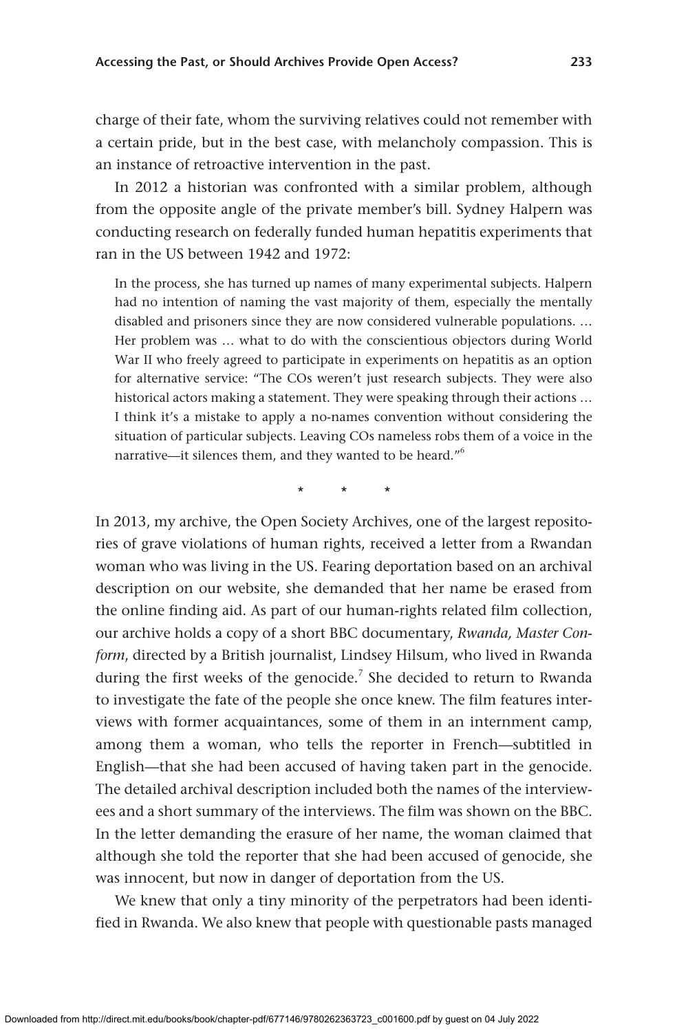charge of their fate, whom the surviving relatives could not remember with a certain pride, but in the best case, with melancholy compassion. This is an instance of retroactive intervention in the past.

In 2012 a historian was confronted with a similar problem, although from the opposite angle of the private member's bill. Sydney Halpern was conducting research on federally funded human hepatitis experiments that ran in the US between 1942 and 1972:

> In the process, she has turned up names of many experimental subjects. Halpern had no intention of naming the vast majority of them, especially the mentally disabled and prisoners since they are now considered vulnerable populations. … Her problem was … what to do with the conscientious objectors during World War II who freely agreed to participate in experiments on hepatitis as an option for alternative service: "The COs weren't just research subjects. They were also historical actors making a statement. They were speaking through their actions … I think it's a mistake to apply a no-names convention without considering the situation of particular subjects. Leaving COs nameless robs them of a voice in the narrative—it silences them, and they wanted to be heard."[6]

\* \* \*

In 2013, my archive, the Open Society Archives, one of the largest repositories of grave violations of human rights, received a letter from a Rwandan woman who was living in the US. Fearing deportation based on an archival description on our website, she demanded that her name be erased from the online finding aid. As part of our human-rights related film collection, our archive holds a copy of a short BBC documentary, *Rwanda, Master Conform*, directed by a British journalist, Lindsey Hilsum, who lived in Rwanda during the first weeks of the genocide.[7] She decided to return to Rwanda to investigate the fate of the people she once knew. The film features interviews with former acquaintances, some of them in an internment camp, among them a woman, who tells the reporter in French—subtitled in English—that she had been accused of having taken part in the genocide. The detailed archival description included both the names of the interviewees and a short summary of the interviews. The film was shown on the BBC. In the letter demanding the erasure of her name, the woman claimed that although she told the reporter that she had been accused of genocide, she was innocent, but now in danger of deportation from the US.

We knew that only a tiny minority of the perpetrators had been identified in Rwanda. We also knew that people with questionable pasts managed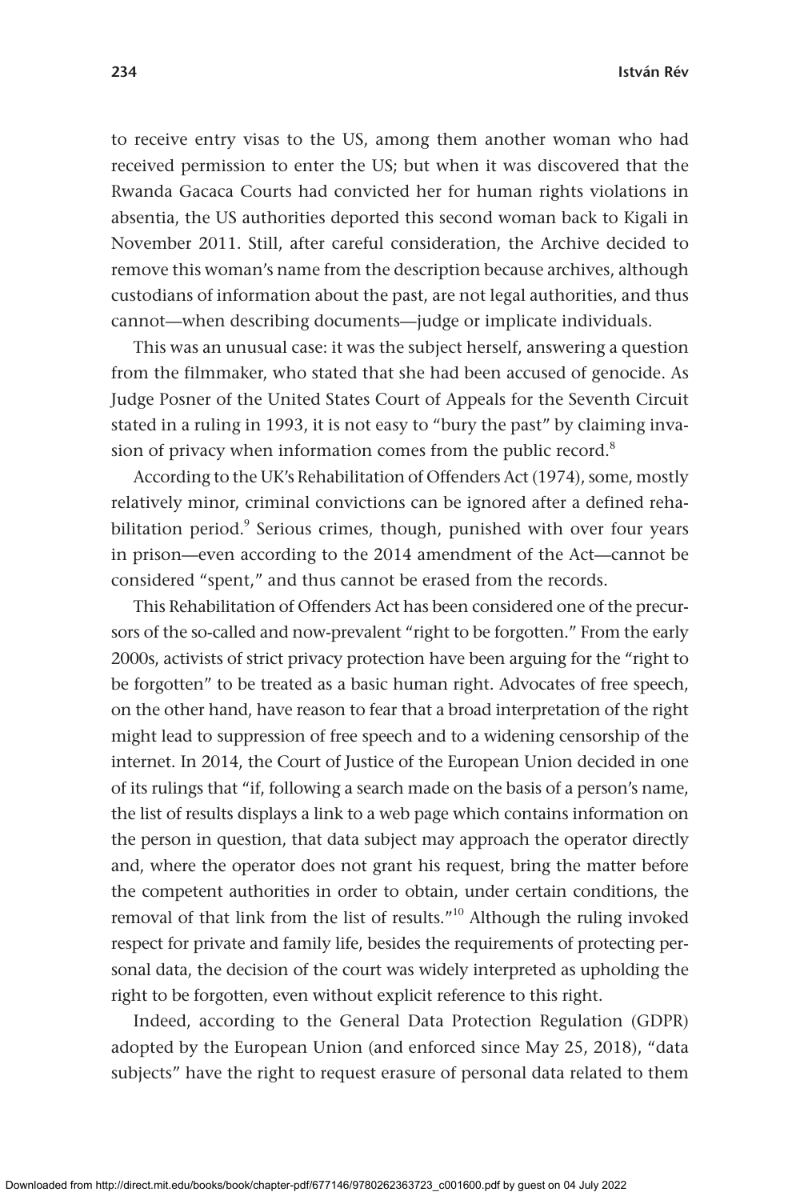to receive entry visas to the US, among them another woman who had received permission to enter the US; but when it was discovered that the Rwanda Gacaca Courts had convicted her for human rights violations in absentia, the US authorities deported this second woman back to Kigali in November 2011. Still, after careful consideration, the Archive decided to remove this woman's name from the description because archives, although custodians of information about the past, are not legal authorities, and thus cannot—when describing documents—judge or implicate individuals.

This was an unusual case: it was the subject herself, answering a question from the filmmaker, who stated that she had been accused of genocide. As Judge Posner of the United States Court of Appeals for the Seventh Circuit stated in a ruling in 1993, it is not easy to "bury the past" by claiming invasion of privacy when information comes from the public record.[8]

According to the UK's Rehabilitation of Offenders Act (1974), some, mostly relatively minor, criminal convictions can be ignored after a defined rehabilitation period.[9] Serious crimes, though, punished with over four years in prison—even according to the 2014 amendment of the Act—cannot be considered "spent," and thus cannot be erased from the records.

This Rehabilitation of Offenders Act has been considered one of the precursors of the so-called and now-prevalent "right to be forgotten." From the early 2000s, activists of strict privacy protection have been arguing for the "right to be forgotten" to be treated as a basic human right. Advocates of free speech, on the other hand, have reason to fear that a broad interpretation of the right might lead to suppression of free speech and to a widening censorship of the internet. In 2014, the Court of Justice of the European Union decided in one of its rulings that "if, following a search made on the basis of a person's name, the list of results displays a link to a web page which contains information on the person in question, that data subject may approach the operator directly and, where the operator does not grant his request, bring the matter before the competent authorities in order to obtain, under certain conditions, the removal of that link from the list of results."[10] Although the ruling invoked respect for private and family life, besides the requirements of protecting personal data, the decision of the court was widely interpreted as upholding the right to be forgotten, even without explicit reference to this right.

Indeed, according to the General Data Protection Regulation (GDPR) adopted by the European Union (and enforced since May 25, 2018), "data subjects" have the right to request erasure of personal data related to them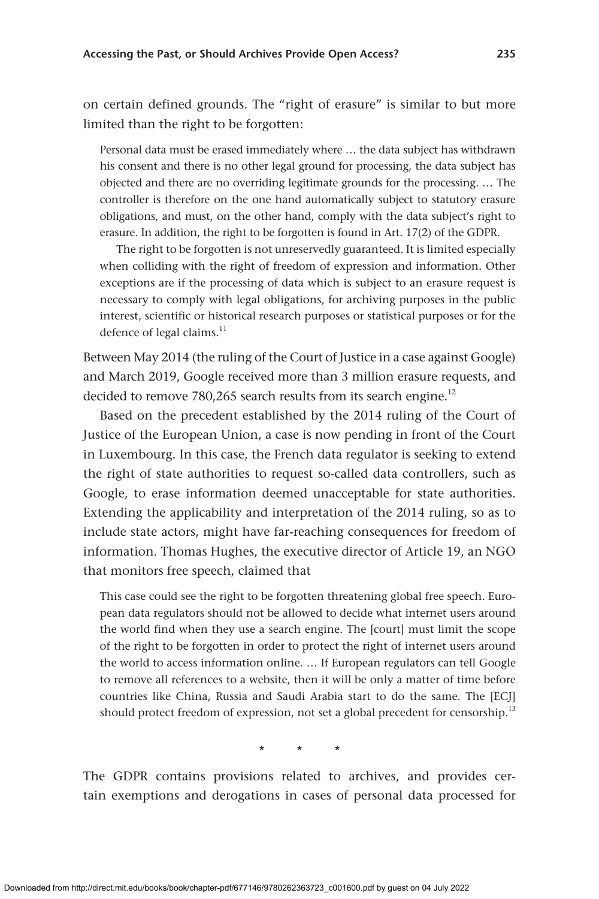on certain defined grounds. The "right of erasure" is similar to but more limited than the right to be forgotten:

> Personal data must be erased immediately where … the data subject has withdrawn his consent and there is no other legal ground for processing, the data subject has objected and there are no overriding legitimate grounds for the processing. … The controller is therefore on the one hand automatically subject to statutory erasure obligations, and must, on the other hand, comply with the data subject's right to erasure. In addition, the right to be forgotten is found in Art. 17(2) of the GDPR.
>
> The right to be forgotten is not unreservedly guaranteed. It is limited especially when colliding with the right of freedom of expression and information. Other exceptions are if the processing of data which is subject to an erasure request is necessary to comply with legal obligations, for archiving purposes in the public interest, scientific or historical research purposes or statistical purposes or for the defence of legal claims.[11]

Between May 2014 (the ruling of the Court of Justice in a case against Google) and March 2019, Google received more than 3 million erasure requests, and decided to remove 780,265 search results from its search engine.[12]

Based on the precedent established by the 2014 ruling of the Court of Justice of the European Union, a case is now pending in front of the Court in Luxembourg. In this case, the French data regulator is seeking to extend the right of state authorities to request so-called data controllers, such as Google, to erase information deemed unacceptable for state authorities. Extending the applicability and interpretation of the 2014 ruling, so as to include state actors, might have far-reaching consequences for freedom of information. Thomas Hughes, the executive director of Article 19, an NGO that monitors free speech, claimed that

> This case could see the right to be forgotten threatening global free speech. European data regulators should not be allowed to decide what internet users around the world find when they use a search engine. The [court] must limit the scope of the right to be forgotten in order to protect the right of internet users around the world to access information online. … If European regulators can tell Google to remove all references to a website, then it will be only a matter of time before countries like China, Russia and Saudi Arabia start to do the same. The [ECJ] should protect freedom of expression, not set a global precedent for censorship.[13]

\* \* \*

The GDPR contains provisions related to archives, and provides certain exemptions and derogations in cases of personal data processed for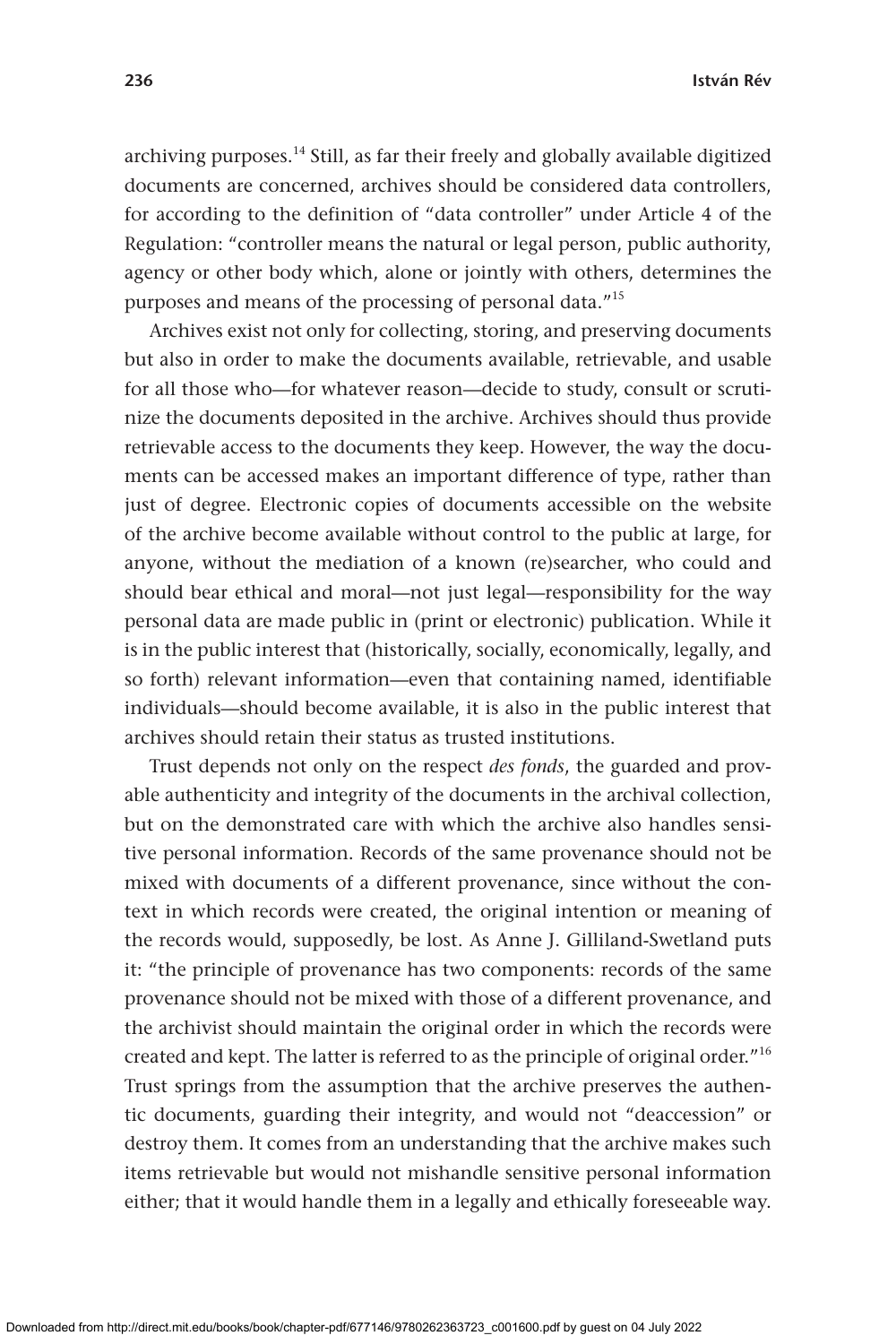archiving purposes.[14] Still, as far their freely and globally available digitized documents are concerned, archives should be considered data controllers, for according to the definition of "data controller" under Article 4 of the Regulation: "controller means the natural or legal person, public authority, agency or other body which, alone or jointly with others, determines the purposes and means of the processing of personal data."[15]

Archives exist not only for collecting, storing, and preserving documents but also in order to make the documents available, retrievable, and usable for all those who—for whatever reason—decide to study, consult or scrutinize the documents deposited in the archive. Archives should thus provide retrievable access to the documents they keep. However, the way the documents can be accessed makes an important difference of type, rather than just of degree. Electronic copies of documents accessible on the website of the archive become available without control to the public at large, for anyone, without the mediation of a known (re)searcher, who could and should bear ethical and moral—not just legal—responsibility for the way personal data are made public in (print or electronic) publication. While it is in the public interest that (historically, socially, economically, legally, and so forth) relevant information—even that containing named, identifiable individuals—should become available, it is also in the public interest that archives should retain their status as trusted institutions.

Trust depends not only on the respect *des fonds*, the guarded and provable authenticity and integrity of the documents in the archival collection, but on the demonstrated care with which the archive also handles sensitive personal information. Records of the same provenance should not be mixed with documents of a different provenance, since without the context in which records were created, the original intention or meaning of the records would, supposedly, be lost. As Anne J. Gilliland-Swetland puts it: "the principle of provenance has two components: records of the same provenance should not be mixed with those of a different provenance, and the archivist should maintain the original order in which the records were created and kept. The latter is referred to as the principle of original order."[16] Trust springs from the assumption that the archive preserves the authentic documents, guarding their integrity, and would not "deaccession" or destroy them. It comes from an understanding that the archive makes such items retrievable but would not mishandle sensitive personal information either; that it would handle them in a legally and ethically foreseeable way.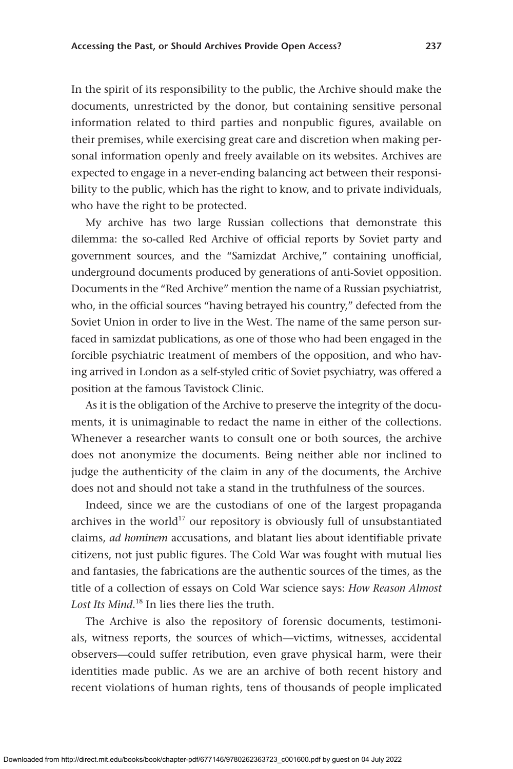In the spirit of its responsibility to the public, the Archive should make the documents, unrestricted by the donor, but containing sensitive personal information related to third parties and nonpublic figures, available on their premises, while exercising great care and discretion when making personal information openly and freely available on its websites. Archives are expected to engage in a never-ending balancing act between their responsibility to the public, which has the right to know, and to private individuals, who have the right to be protected.

My archive has two large Russian collections that demonstrate this dilemma: the so-called Red Archive of official reports by Soviet party and government sources, and the "Samizdat Archive," containing unofficial, underground documents produced by generations of anti-Soviet opposition. Documents in the "Red Archive" mention the name of a Russian psychiatrist, who, in the official sources "having betrayed his country," defected from the Soviet Union in order to live in the West. The name of the same person surfaced in samizdat publications, as one of those who had been engaged in the forcible psychiatric treatment of members of the opposition, and who having arrived in London as a self-styled critic of Soviet psychiatry, was offered a position at the famous Tavistock Clinic.

As it is the obligation of the Archive to preserve the integrity of the documents, it is unimaginable to redact the name in either of the collections. Whenever a researcher wants to consult one or both sources, the archive does not anonymize the documents. Being neither able nor inclined to judge the authenticity of the claim in any of the documents, the Archive does not and should not take a stand in the truthfulness of the sources.

Indeed, since we are the custodians of one of the largest propaganda archives in the world[17] our repository is obviously full of unsubstantiated claims, *ad hominem* accusations, and blatant lies about identifiable private citizens, not just public figures. The Cold War was fought with mutual lies and fantasies, the fabrications are the authentic sources of the times, as the title of a collection of essays on Cold War science says: *How Reason Almost Lost Its Mind*.[18] In lies there lies the truth.

The Archive is also the repository of forensic documents, testimonials, witness reports, the sources of which—victims, witnesses, accidental observers—could suffer retribution, even grave physical harm, were their identities made public. As we are an archive of both recent history and recent violations of human rights, tens of thousands of people implicated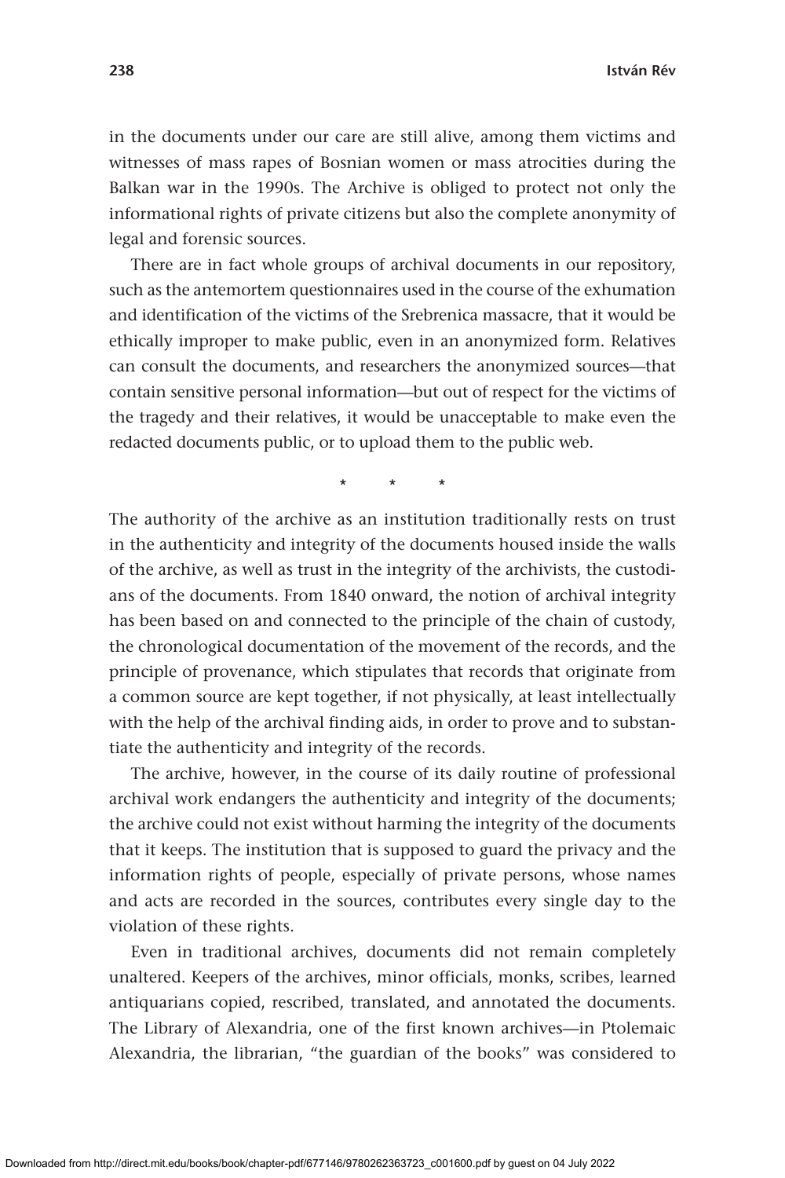in the documents under our care are still alive, among them victims and witnesses of mass rapes of Bosnian women or mass atrocities during the Balkan war in the 1990s. The Archive is obliged to protect not only the informational rights of private citizens but also the complete anonymity of legal and forensic sources.

There are in fact whole groups of archival documents in our repository, such as the antemortem questionnaires used in the course of the exhumation and identification of the victims of the Srebrenica massacre, that it would be ethically improper to make public, even in an anonymized form. Relatives can consult the documents, and researchers the anonymized sources—that contain sensitive personal information—but out of respect for the victims of the tragedy and their relatives, it would be unacceptable to make even the redacted documents public, or to upload them to the public web.

\* \* \*

The authority of the archive as an institution traditionally rests on trust in the authenticity and integrity of the documents housed inside the walls of the archive, as well as trust in the integrity of the archivists, the custodians of the documents. From 1840 onward, the notion of archival integrity has been based on and connected to the principle of the chain of custody, the chronological documentation of the movement of the records, and the principle of provenance, which stipulates that records that originate from a common source are kept together, if not physically, at least intellectually with the help of the archival finding aids, in order to prove and to substantiate the authenticity and integrity of the records.

The archive, however, in the course of its daily routine of professional archival work endangers the authenticity and integrity of the documents; the archive could not exist without harming the integrity of the documents that it keeps. The institution that is supposed to guard the privacy and the information rights of people, especially of private persons, whose names and acts are recorded in the sources, contributes every single day to the violation of these rights.

Even in traditional archives, documents did not remain completely unaltered. Keepers of the archives, minor officials, monks, scribes, learned antiquarians copied, rescribed, translated, and annotated the documents. The Library of Alexandria, one of the first known archives—in Ptolemaic Alexandria, the librarian, "the guardian of the books" was considered to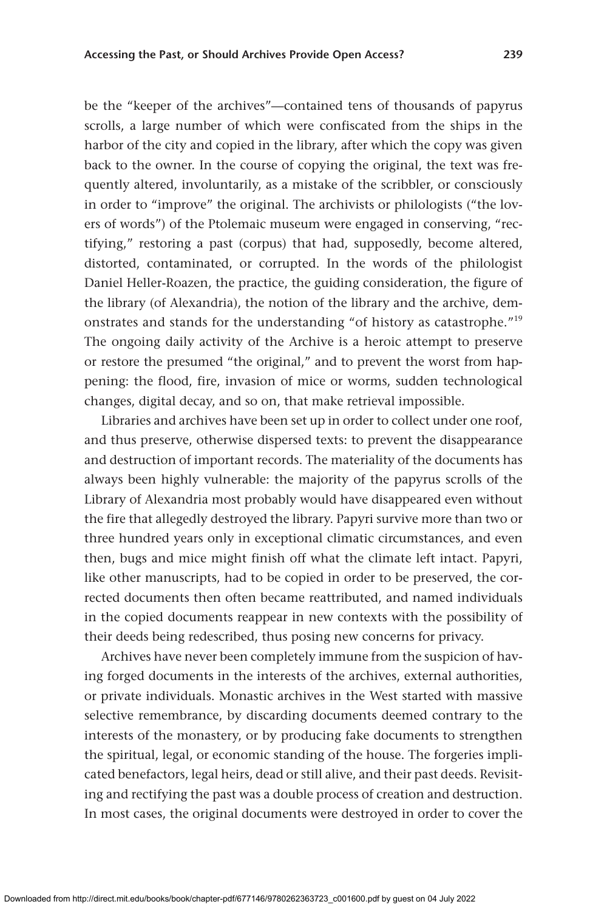be the "keeper of the archives"—contained tens of thousands of papyrus scrolls, a large number of which were confiscated from the ships in the harbor of the city and copied in the library, after which the copy was given back to the owner. In the course of copying the original, the text was frequently altered, involuntarily, as a mistake of the scribbler, or consciously in order to "improve" the original. The archivists or philologists ("the lovers of words") of the Ptolemaic museum were engaged in conserving, "rectifying," restoring a past (corpus) that had, supposedly, become altered, distorted, contaminated, or corrupted. In the words of the philologist Daniel Heller-Roazen, the practice, the guiding consideration, the figure of the library (of Alexandria), the notion of the library and the archive, demonstrates and stands for the understanding "of history as catastrophe."[19] The ongoing daily activity of the Archive is a heroic attempt to preserve or restore the presumed "the original," and to prevent the worst from happening: the flood, fire, invasion of mice or worms, sudden technological changes, digital decay, and so on, that make retrieval impossible.

Libraries and archives have been set up in order to collect under one roof, and thus preserve, otherwise dispersed texts: to prevent the disappearance and destruction of important records. The materiality of the documents has always been highly vulnerable: the majority of the papyrus scrolls of the Library of Alexandria most probably would have disappeared even without the fire that allegedly destroyed the library. Papyri survive more than two or three hundred years only in exceptional climatic circumstances, and even then, bugs and mice might finish off what the climate left intact. Papyri, like other manuscripts, had to be copied in order to be preserved, the corrected documents then often became reattributed, and named individuals in the copied documents reappear in new contexts with the possibility of their deeds being redescribed, thus posing new concerns for privacy.

Archives have never been completely immune from the suspicion of having forged documents in the interests of the archives, external authorities, or private individuals. Monastic archives in the West started with massive selective remembrance, by discarding documents deemed contrary to the interests of the monastery, or by producing fake documents to strengthen the spiritual, legal, or economic standing of the house. The forgeries implicated benefactors, legal heirs, dead or still alive, and their past deeds. Revisiting and rectifying the past was a double process of creation and destruction. In most cases, the original documents were destroyed in order to cover the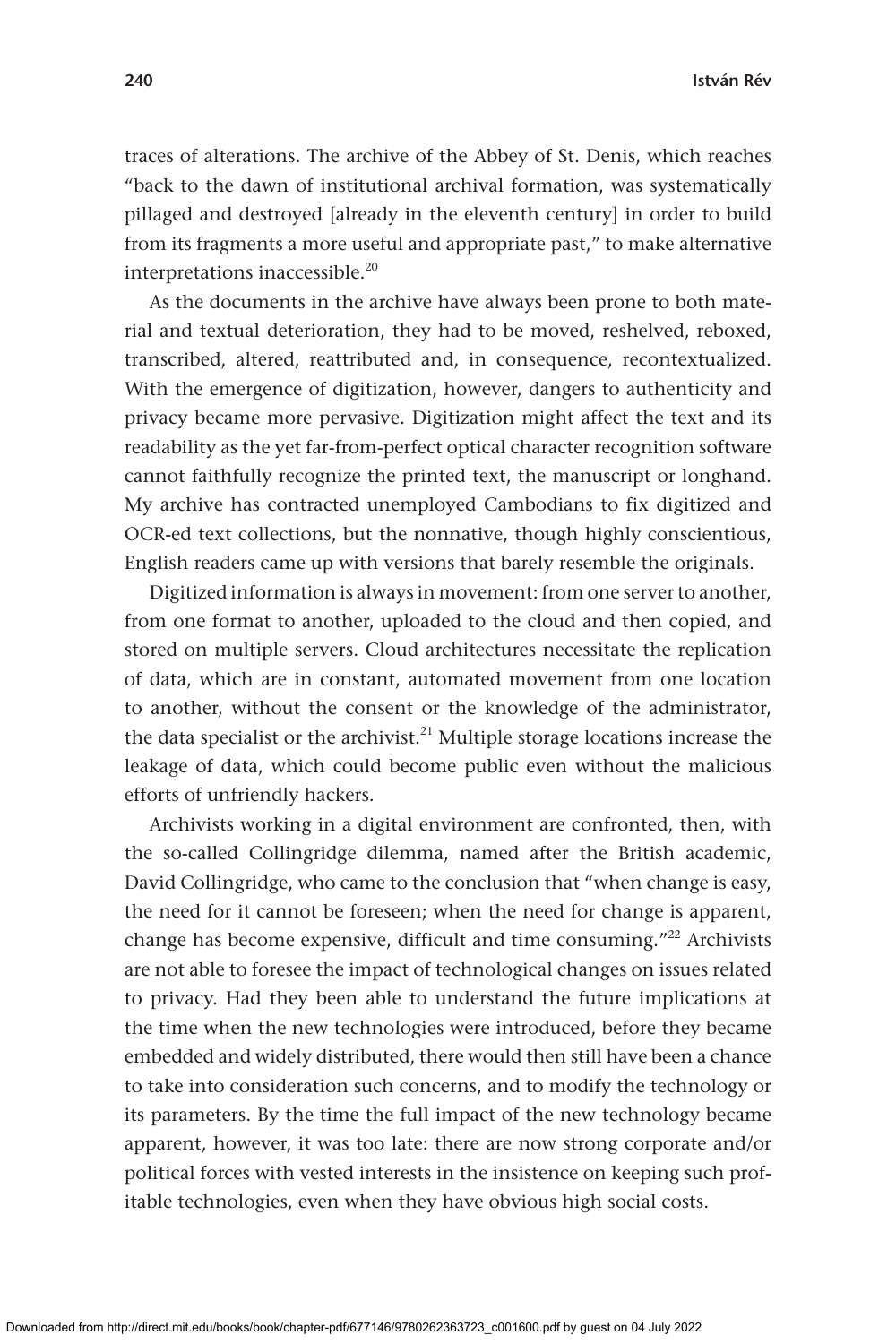traces of alterations. The archive of the Abbey of St. Denis, which reaches "back to the dawn of institutional archival formation, was systematically pillaged and destroyed [already in the eleventh century] in order to build from its fragments a more useful and appropriate past," to make alternative interpretations inaccessible.[20]

As the documents in the archive have always been prone to both material and textual deterioration, they had to be moved, reshelved, reboxed, transcribed, altered, reattributed and, in consequence, recontextualized. With the emergence of digitization, however, dangers to authenticity and privacy became more pervasive. Digitization might affect the text and its readability as the yet far-from-perfect optical character recognition software cannot faithfully recognize the printed text, the manuscript or longhand. My archive has contracted unemployed Cambodians to fix digitized and OCR-ed text collections, but the nonnative, though highly conscientious, English readers came up with versions that barely resemble the originals.

Digitized information is always in movement: from one server to another, from one format to another, uploaded to the cloud and then copied, and stored on multiple servers. Cloud architectures necessitate the replication of data, which are in constant, automated movement from one location to another, without the consent or the knowledge of the administrator, the data specialist or the archivist.[21] Multiple storage locations increase the leakage of data, which could become public even without the malicious efforts of unfriendly hackers.

Archivists working in a digital environment are confronted, then, with the so-called Collingridge dilemma, named after the British academic, David Collingridge, who came to the conclusion that "when change is easy, the need for it cannot be foreseen; when the need for change is apparent, change has become expensive, difficult and time consuming."[22] Archivists are not able to foresee the impact of technological changes on issues related to privacy. Had they been able to understand the future implications at the time when the new technologies were introduced, before they became embedded and widely distributed, there would then still have been a chance to take into consideration such concerns, and to modify the technology or its parameters. By the time the full impact of the new technology became apparent, however, it was too late: there are now strong corporate and/or political forces with vested interests in the insistence on keeping such profitable technologies, even when they have obvious high social costs.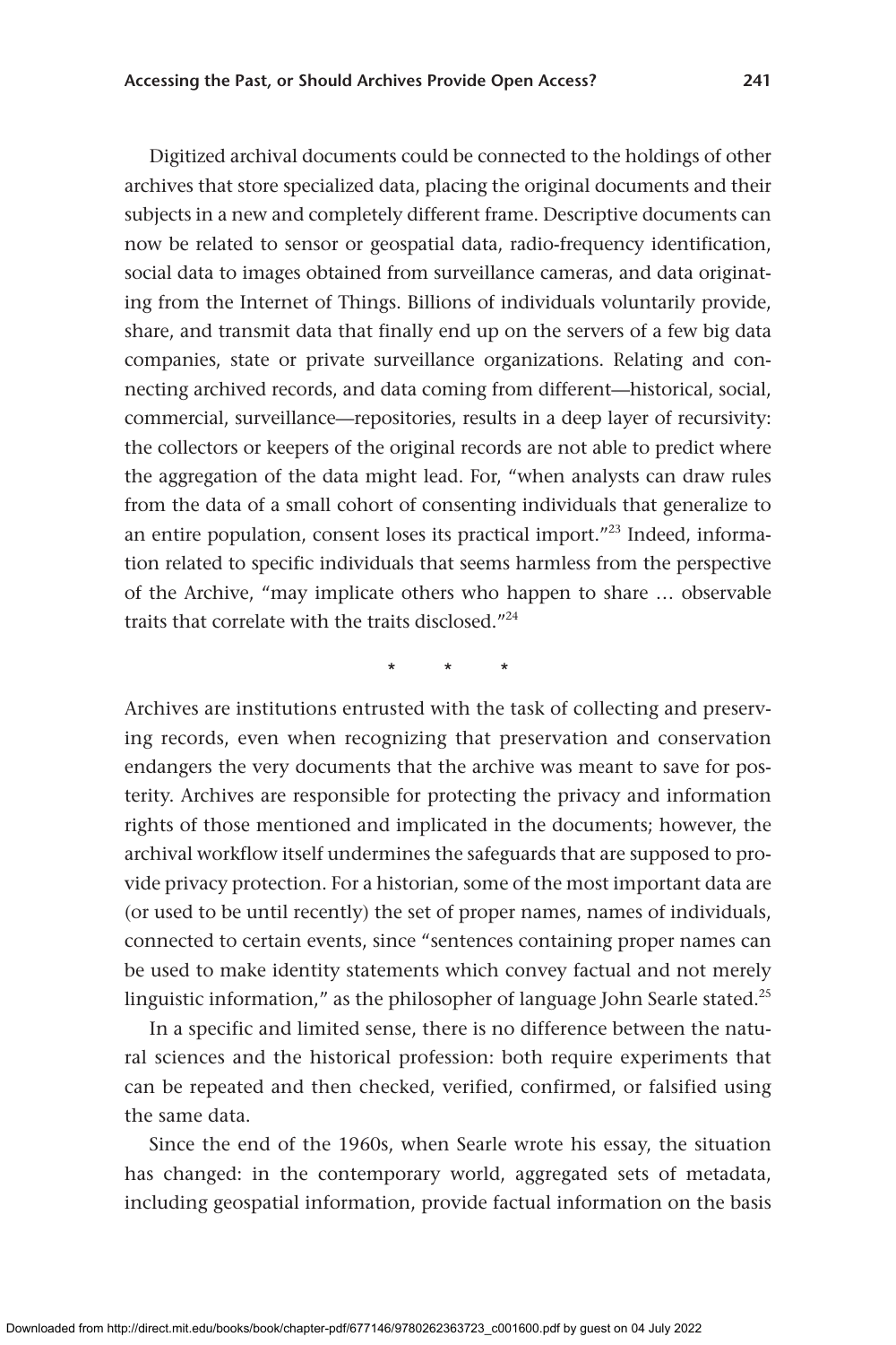Digitized archival documents could be connected to the holdings of other archives that store specialized data, placing the original documents and their subjects in a new and completely different frame. Descriptive documents can now be related to sensor or geospatial data, radio-frequency identification, social data to images obtained from surveillance cameras, and data originating from the Internet of Things. Billions of individuals voluntarily provide, share, and transmit data that finally end up on the servers of a few big data companies, state or private surveillance organizations. Relating and connecting archived records, and data coming from different—historical, social, commercial, surveillance—repositories, results in a deep layer of recursivity: the collectors or keepers of the original records are not able to predict where the aggregation of the data might lead. For, "when analysts can draw rules from the data of a small cohort of consenting individuals that generalize to an entire population, consent loses its practical import."[23] Indeed, information related to specific individuals that seems harmless from the perspective of the Archive, "may implicate others who happen to share … observable traits that correlate with the traits disclosed."[24]

\* \* \*

Archives are institutions entrusted with the task of collecting and preserving records, even when recognizing that preservation and conservation endangers the very documents that the archive was meant to save for posterity. Archives are responsible for protecting the privacy and information rights of those mentioned and implicated in the documents; however, the archival workflow itself undermines the safeguards that are supposed to provide privacy protection. For a historian, some of the most important data are (or used to be until recently) the set of proper names, names of individuals, connected to certain events, since "sentences containing proper names can be used to make identity statements which convey factual and not merely linguistic information," as the philosopher of language John Searle stated.[25]

In a specific and limited sense, there is no difference between the natural sciences and the historical profession: both require experiments that can be repeated and then checked, verified, confirmed, or falsified using the same data.

Since the end of the 1960s, when Searle wrote his essay, the situation has changed: in the contemporary world, aggregated sets of metadata, including geospatial information, provide factual information on the basis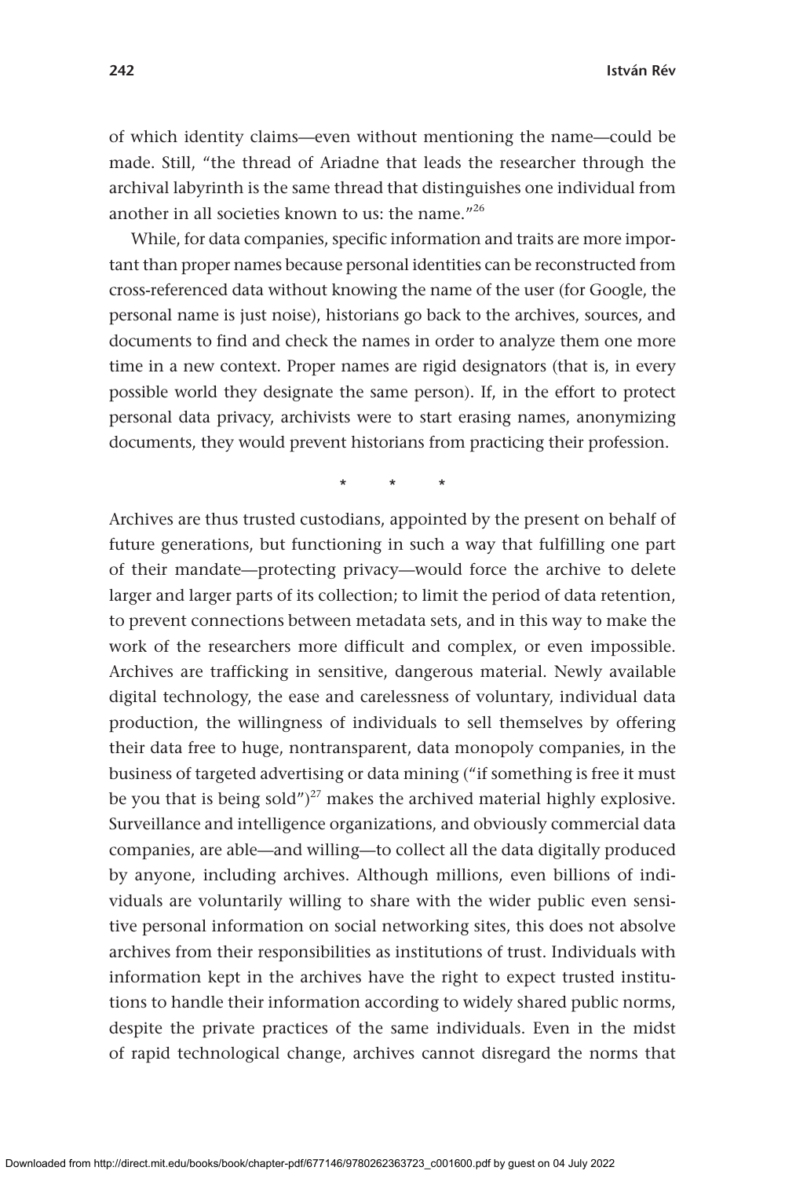of which identity claims—even without mentioning the name—could be made. Still, "the thread of Ariadne that leads the researcher through the archival labyrinth is the same thread that distinguishes one individual from another in all societies known to us: the name."[26]

While, for data companies, specific information and traits are more important than proper names because personal identities can be reconstructed from cross-referenced data without knowing the name of the user (for Google, the personal name is just noise), historians go back to the archives, sources, and documents to find and check the names in order to analyze them one more time in a new context. Proper names are rigid designators (that is, in every possible world they designate the same person). If, in the effort to protect personal data privacy, archivists were to start erasing names, anonymizing documents, they would prevent historians from practicing their profession.

\* \* \*

Archives are thus trusted custodians, appointed by the present on behalf of future generations, but functioning in such a way that fulfilling one part of their mandate—protecting privacy—would force the archive to delete larger and larger parts of its collection; to limit the period of data retention, to prevent connections between metadata sets, and in this way to make the work of the researchers more difficult and complex, or even impossible. Archives are trafficking in sensitive, dangerous material. Newly available digital technology, the ease and carelessness of voluntary, individual data production, the willingness of individuals to sell themselves by offering their data free to huge, nontransparent, data monopoly companies, in the business of targeted advertising or data mining ("if something is free it must be you that is being sold")[27] makes the archived material highly explosive. Surveillance and intelligence organizations, and obviously commercial data companies, are able—and willing—to collect all the data digitally produced by anyone, including archives. Although millions, even billions of individuals are voluntarily willing to share with the wider public even sensitive personal information on social networking sites, this does not absolve archives from their responsibilities as institutions of trust. Individuals with information kept in the archives have the right to expect trusted institutions to handle their information according to widely shared public norms, despite the private practices of the same individuals. Even in the midst of rapid technological change, archives cannot disregard the norms that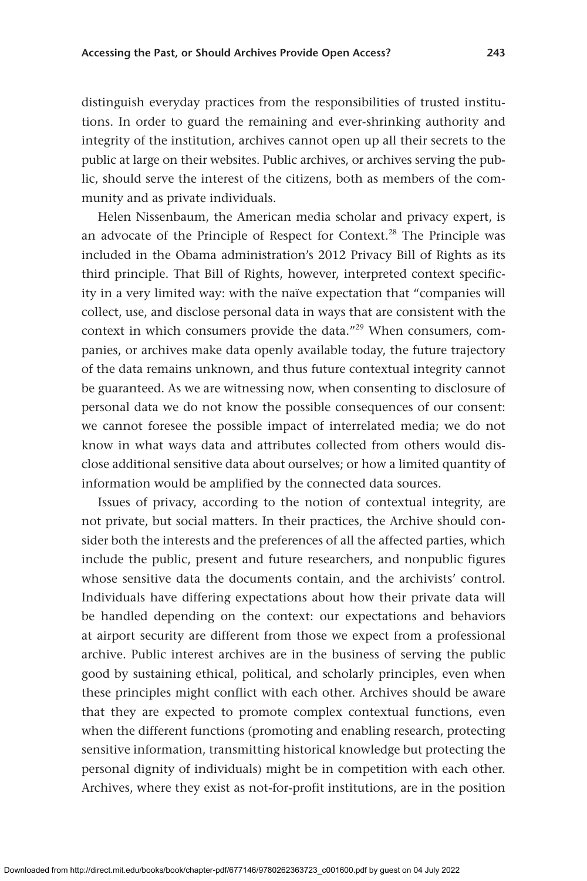distinguish everyday practices from the responsibilities of trusted institutions. In order to guard the remaining and ever-shrinking authority and integrity of the institution, archives cannot open up all their secrets to the public at large on their websites. Public archives, or archives serving the public, should serve the interest of the citizens, both as members of the community and as private individuals.

Helen Nissenbaum, the American media scholar and privacy expert, is an advocate of the Principle of Respect for Context.[28] The Principle was included in the Obama administration's 2012 Privacy Bill of Rights as its third principle. That Bill of Rights, however, interpreted context specificity in a very limited way: with the naïve expectation that "companies will collect, use, and disclose personal data in ways that are consistent with the context in which consumers provide the data."[29] When consumers, companies, or archives make data openly available today, the future trajectory of the data remains unknown, and thus future contextual integrity cannot be guaranteed. As we are witnessing now, when consenting to disclosure of personal data we do not know the possible consequences of our consent: we cannot foresee the possible impact of interrelated media; we do not know in what ways data and attributes collected from others would disclose additional sensitive data about ourselves; or how a limited quantity of information would be amplified by the connected data sources.

Issues of privacy, according to the notion of contextual integrity, are not private, but social matters. In their practices, the Archive should consider both the interests and the preferences of all the affected parties, which include the public, present and future researchers, and nonpublic figures whose sensitive data the documents contain, and the archivists' control. Individuals have differing expectations about how their private data will be handled depending on the context: our expectations and behaviors at airport security are different from those we expect from a professional archive. Public interest archives are in the business of serving the public good by sustaining ethical, political, and scholarly principles, even when these principles might conflict with each other. Archives should be aware that they are expected to promote complex contextual functions, even when the different functions (promoting and enabling research, protecting sensitive information, transmitting historical knowledge but protecting the personal dignity of individuals) might be in competition with each other. Archives, where they exist as not-for-profit institutions, are in the position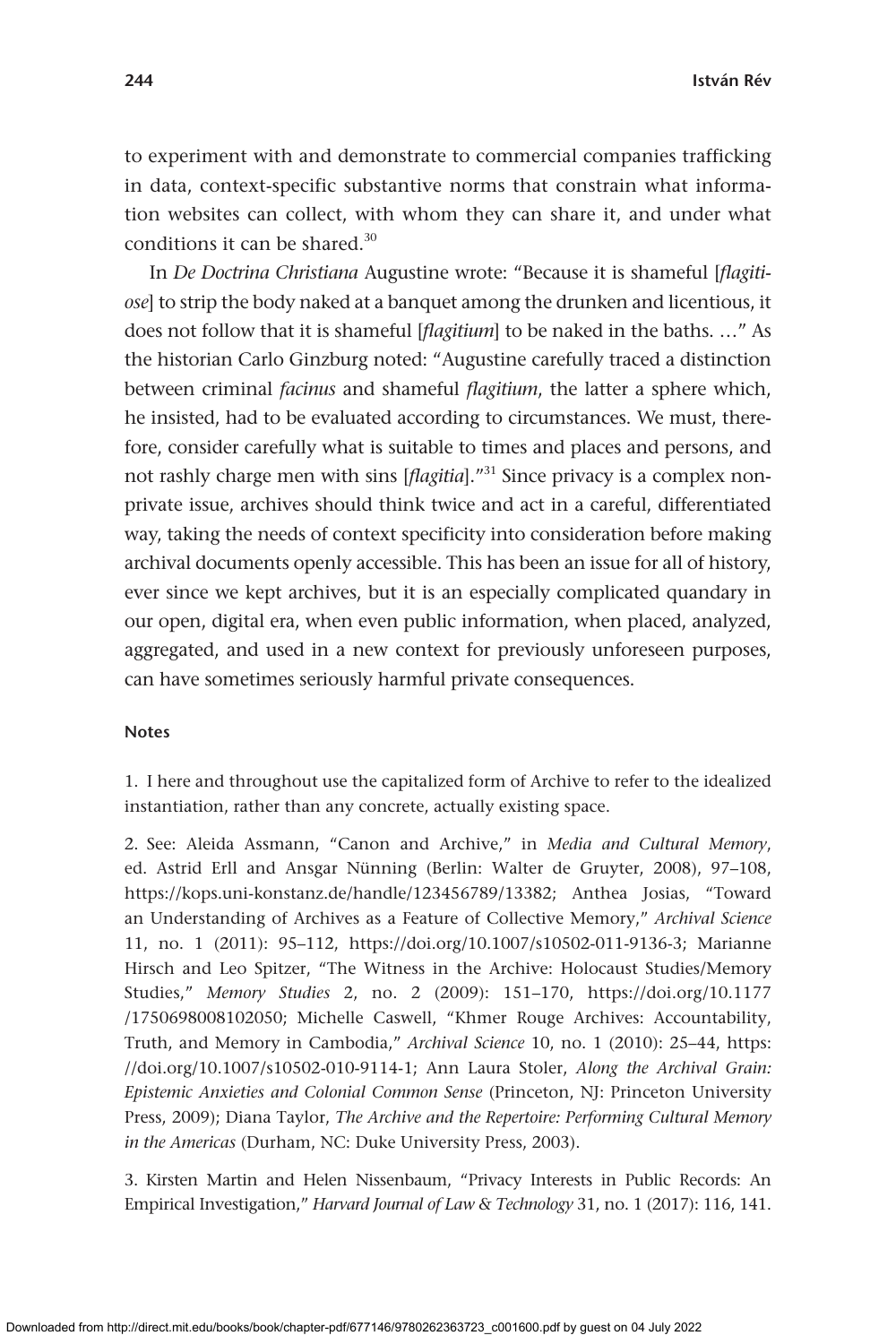to experiment with and demonstrate to commercial companies trafficking in data, context-specific substantive norms that constrain what information websites can collect, with whom they can share it, and under what conditions it can be shared.[30]

In *De Doctrina Christiana* Augustine wrote: "Because it is shameful [*flagitiose*] to strip the body naked at a banquet among the drunken and licentious, it does not follow that it is shameful [*flagitium*] to be naked in the baths. …" As the historian Carlo Ginzburg noted: "Augustine carefully traced a distinction between criminal *facinus* and shameful *flagitium*, the latter a sphere which, he insisted, had to be evaluated according to circumstances. We must, therefore, consider carefully what is suitable to times and places and persons, and not rashly charge men with sins [*flagitia*]."[31] Since privacy is a complex non-private issue, archives should think twice and act in a careful, differentiated way, taking the needs of context specificity into consideration before making archival documents openly accessible. This has been an issue for all of history, ever since we kept archives, but it is an especially complicated quandary in our open, digital era, when even public information, when placed, analyzed, aggregated, and used in a new context for previously unforeseen purposes, can have sometimes seriously harmful private consequences.

#### Notes

1. I here and throughout use the capitalized form of Archive to refer to the idealized instantiation, rather than any concrete, actually existing space.

2. See: Aleida Assmann, "Canon and Archive," in *Media and Cultural Memory*, ed. Astrid Erll and Ansgar Nünning (Berlin: Walter de Gruyter, 2008), 97–108, https://kops.uni-konstanz.de/handle/123456789/13382; Anthea Josias, "Toward an Understanding of Archives as a Feature of Collective Memory," *Archival Science* 11, no. 1 (2011): 95–112, https://doi.org/10.1007/s10502-011-9136-3; Marianne Hirsch and Leo Spitzer, "The Witness in the Archive: Holocaust Studies/Memory Studies," *Memory Studies* 2, no. 2 (2009): 151–170, https://doi.org/10.1177/1750698008102050; Michelle Caswell, "Khmer Rouge Archives: Accountability, Truth, and Memory in Cambodia," *Archival Science* 10, no. 1 (2010): 25–44, https://doi.org/10.1007/s10502-010-9114-1; Ann Laura Stoler, *Along the Archival Grain: Epistemic Anxieties and Colonial Common Sense* (Princeton, NJ: Princeton University Press, 2009); Diana Taylor, *The Archive and the Repertoire: Performing Cultural Memory in the Americas* (Durham, NC: Duke University Press, 2003).

3. Kirsten Martin and Helen Nissenbaum, "Privacy Interests in Public Records: An Empirical Investigation," *Harvard Journal of Law & Technology* 31, no. 1 (2017): 116, 141.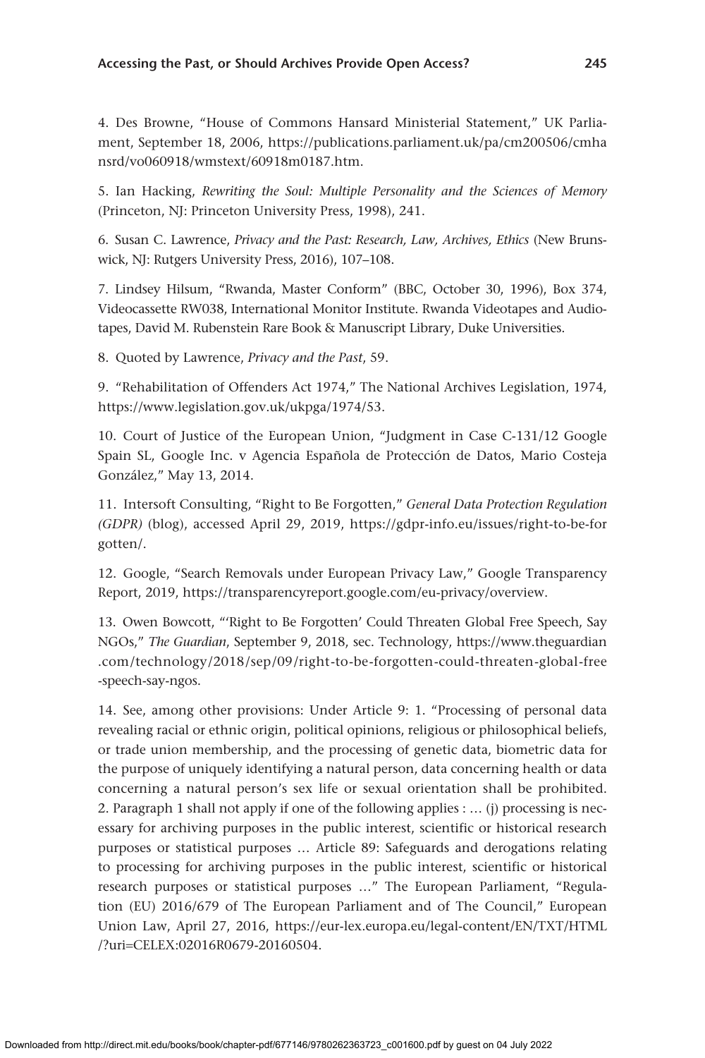4. Des Browne, "House of Commons Hansard Ministerial Statement," UK Parliament, September 18, 2006, https://publications.parliament.uk/pa/cm200506/cmhansrd/vo060918/wmstext/60918m0187.htm.

5. Ian Hacking, *Rewriting the Soul: Multiple Personality and the Sciences of Memory* (Princeton, NJ: Princeton University Press, 1998), 241.

6. Susan C. Lawrence, *Privacy and the Past: Research, Law, Archives, Ethics* (New Brunswick, NJ: Rutgers University Press, 2016), 107–108.

7. Lindsey Hilsum, "Rwanda, Master Conform" (BBC, October 30, 1996), Box 374, Videocassette RW038, International Monitor Institute. Rwanda Videotapes and Audiotapes, David M. Rubenstein Rare Book & Manuscript Library, Duke Universities.

8. Quoted by Lawrence, *Privacy and the Past*, 59.

9. "Rehabilitation of Offenders Act 1974," The National Archives Legislation, 1974, https://www.legislation.gov.uk/ukpga/1974/53.

10. Court of Justice of the European Union, "Judgment in Case C-131/12 Google Spain SL, Google Inc. v Agencia Española de Protección de Datos, Mario Costeja González," May 13, 2014.

11. Intersoft Consulting, "Right to Be Forgotten," *General Data Protection Regulation (GDPR)* (blog), accessed April 29, 2019, https://gdpr-info.eu/issues/right-to-be-forgotten/.

12. Google, "Search Removals under European Privacy Law," Google Transparency Report, 2019, https://transparencyreport.google.com/eu-privacy/overview.

13. Owen Bowcott, "'Right to Be Forgotten' Could Threaten Global Free Speech, Say NGOs," *The Guardian*, September 9, 2018, sec. Technology, https://www.theguardian.com/technology/2018/sep/09/right-to-be-forgotten-could-threaten-global-free-speech-say-ngos.

14. See, among other provisions: Under Article 9: 1. "Processing of personal data revealing racial or ethnic origin, political opinions, religious or philosophical beliefs, or trade union membership, and the processing of genetic data, biometric data for the purpose of uniquely identifying a natural person, data concerning health or data concerning a natural person's sex life or sexual orientation shall be prohibited. 2. Paragraph 1 shall not apply if one of the following applies : … (j) processing is necessary for archiving purposes in the public interest, scientific or historical research purposes or statistical purposes … Article 89: Safeguards and derogations relating to processing for archiving purposes in the public interest, scientific or historical research purposes or statistical purposes …" The European Parliament, "Regulation (EU) 2016/679 of The European Parliament and of The Council," European Union Law, April 27, 2016, https://eur-lex.europa.eu/legal-content/EN/TXT/HTML/?uri=CELEX:02016R0679-20160504.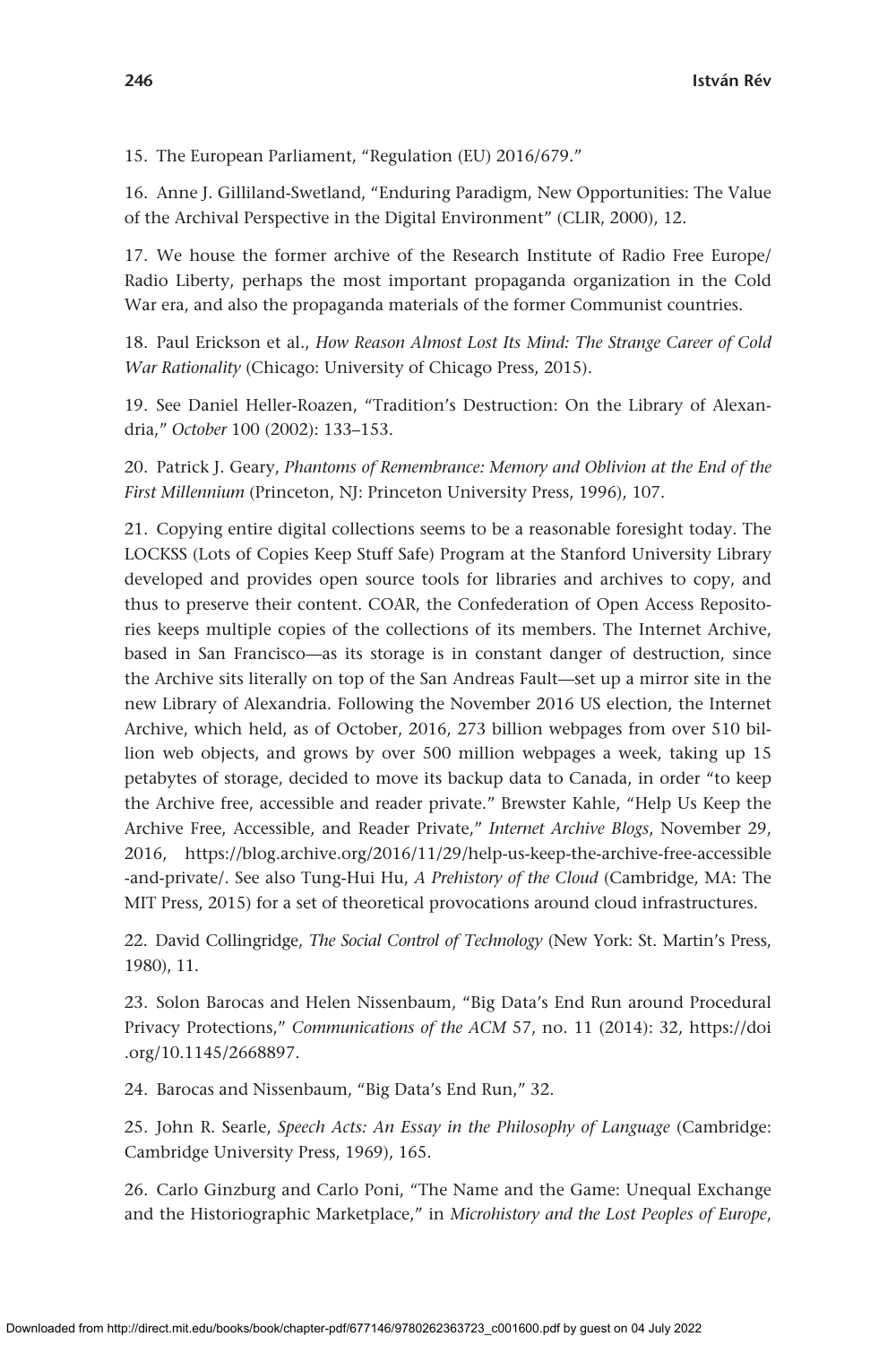15. The European Parliament, "Regulation (EU) 2016/679."

16. Anne J. Gilliland-Swetland, "Enduring Paradigm, New Opportunities: The Value of the Archival Perspective in the Digital Environment" (CLIR, 2000), 12.

17. We house the former archive of the Research Institute of Radio Free Europe/Radio Liberty, perhaps the most important propaganda organization in the Cold War era, and also the propaganda materials of the former Communist countries.

18. Paul Erickson et al., *How Reason Almost Lost Its Mind: The Strange Career of Cold War Rationality* (Chicago: University of Chicago Press, 2015).

19. See Daniel Heller-Roazen, "Tradition's Destruction: On the Library of Alexandria," *October* 100 (2002): 133–153.

20. Patrick J. Geary, *Phantoms of Remembrance: Memory and Oblivion at the End of the First Millennium* (Princeton, NJ: Princeton University Press, 1996), 107.

21. Copying entire digital collections seems to be a reasonable foresight today. The LOCKSS (Lots of Copies Keep Stuff Safe) Program at the Stanford University Library developed and provides open source tools for libraries and archives to copy, and thus to preserve their content. COAR, the Confederation of Open Access Repositories keeps multiple copies of the collections of its members. The Internet Archive, based in San Francisco—as its storage is in constant danger of destruction, since the Archive sits literally on top of the San Andreas Fault—set up a mirror site in the new Library of Alexandria. Following the November 2016 US election, the Internet Archive, which held, as of October, 2016, 273 billion webpages from over 510 billion web objects, and grows by over 500 million webpages a week, taking up 15 petabytes of storage, decided to move its backup data to Canada, in order "to keep the Archive free, accessible and reader private." Brewster Kahle, "Help Us Keep the Archive Free, Accessible, and Reader Private," *Internet Archive Blogs*, November 29, 2016, https://blog.archive.org/2016/11/29/help-us-keep-the-archive-free-accessible-and-private/. See also Tung-Hui Hu, *A Prehistory of the Cloud* (Cambridge, MA: The MIT Press, 2015) for a set of theoretical provocations around cloud infrastructures.

22. David Collingridge, *The Social Control of Technology* (New York: St. Martin's Press, 1980), 11.

23. Solon Barocas and Helen Nissenbaum, "Big Data's End Run around Procedural Privacy Protections," *Communications of the ACM* 57, no. 11 (2014): 32, https://doi.org/10.1145/2668897.

24. Barocas and Nissenbaum, "Big Data's End Run," 32.

25. John R. Searle, *Speech Acts: An Essay in the Philosophy of Language* (Cambridge: Cambridge University Press, 1969), 165.

26. Carlo Ginzburg and Carlo Poni, "The Name and the Game: Unequal Exchange and the Historiographic Marketplace," in *Microhistory and the Lost Peoples of Europe*,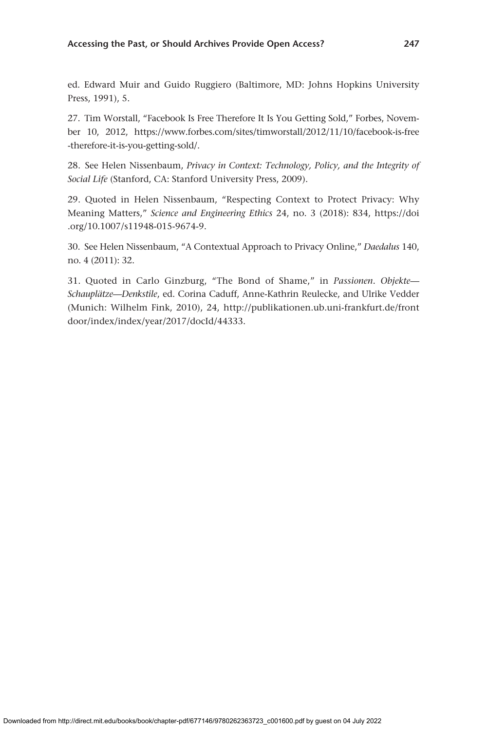ed. Edward Muir and Guido Ruggiero (Baltimore, MD: Johns Hopkins University Press, 1991), 5.

27. Tim Worstall, "Facebook Is Free Therefore It Is You Getting Sold," Forbes, November 10, 2012, https://www.forbes.com/sites/timworstall/2012/11/10/facebook-is-free-therefore-it-is-you-getting-sold/.

28. See Helen Nissenbaum, *Privacy in Context: Technology, Policy, and the Integrity of Social Life* (Stanford, CA: Stanford University Press, 2009).

29. Quoted in Helen Nissenbaum, "Respecting Context to Protect Privacy: Why Meaning Matters," *Science and Engineering Ethics* 24, no. 3 (2018): 834, https://doi.org/10.1007/s11948-015-9674-9.

30. See Helen Nissenbaum, "A Contextual Approach to Privacy Online," *Daedalus* 140, no. 4 (2011): 32.

31. Quoted in Carlo Ginzburg, "The Bond of Shame," in *Passionen. Objekte—Schauplätze—Denkstile*, ed. Corina Caduff, Anne-Kathrin Reulecke, and Ulrike Vedder (Munich: Wilhelm Fink, 2010), 24, http://publikationen.ub.uni-frankfurt.de/frontdoor/index/index/year/2017/docId/44333.